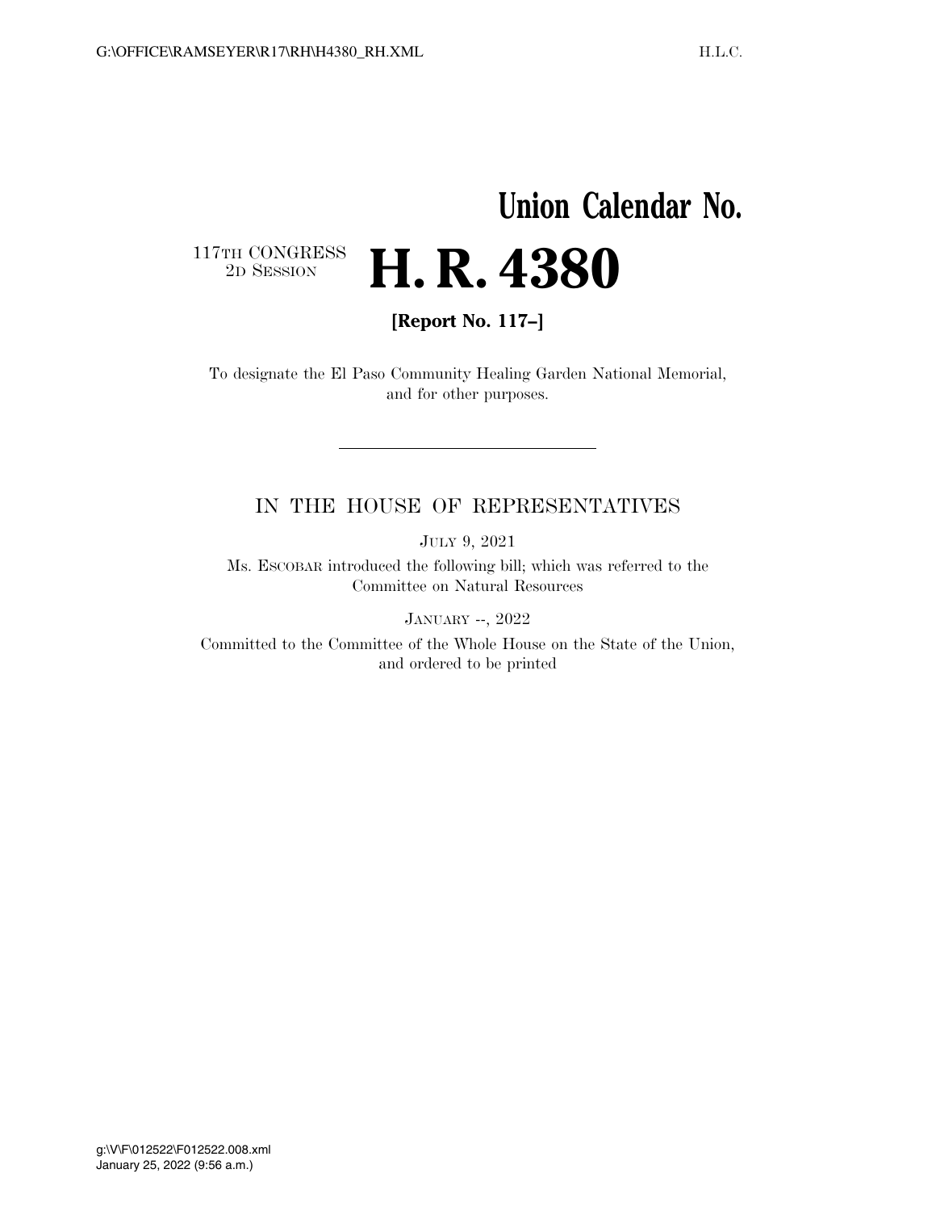# Union Calendar No.

117TH CONGRESS
2D SESSION

# H. R. 4380

**[Report No. 117–]**

To designate the El Paso Community Healing Garden National Memorial, and for other purposes.

---

IN THE HOUSE OF REPRESENTATIVES

JULY 9, 2021

Ms. ESCOBAR introduced the following bill; which was referred to the Committee on Natural Resources

JANUARY --, 2022

Committed to the Committee of the Whole House on the State of the Union, and ordered to be printed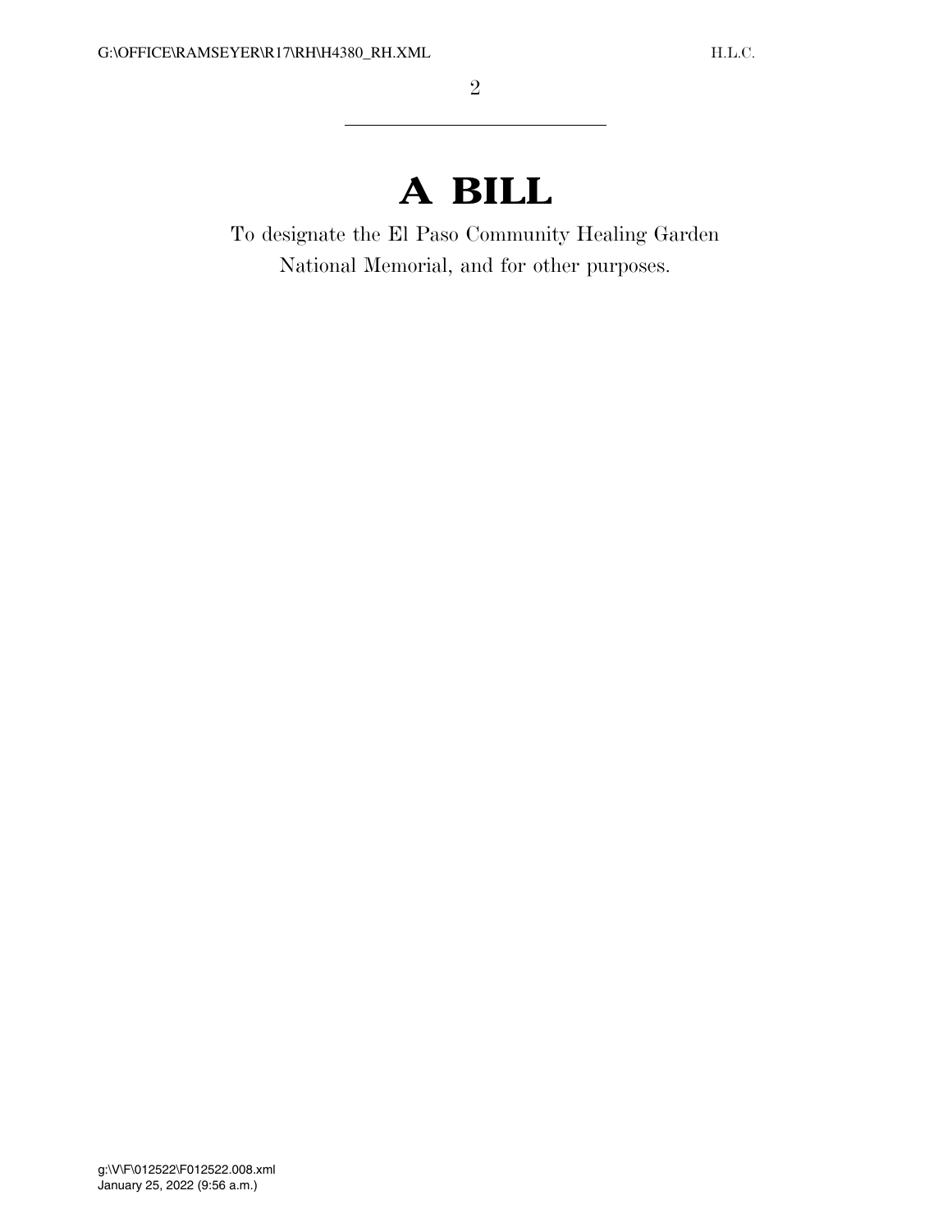# A BILL

To designate the El Paso Community Healing Garden National Memorial, and for other purposes.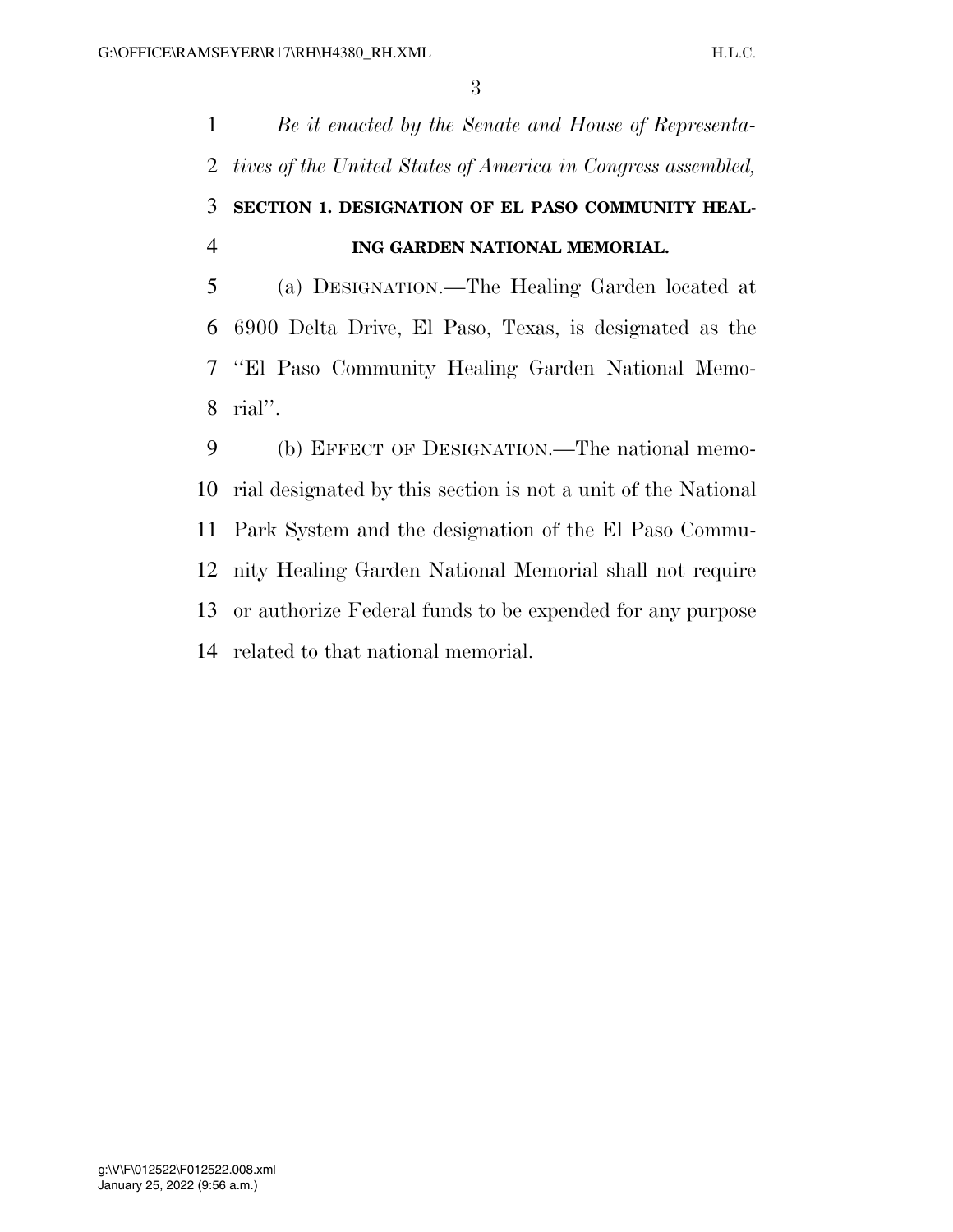*Be it enacted by the Senate and House of Representatives of the United States of America in Congress assembled,*

**SECTION 1. DESIGNATION OF EL PASO COMMUNITY HEALING GARDEN NATIONAL MEMORIAL.**

(a) DESIGNATION.—The Healing Garden located at 6900 Delta Drive, El Paso, Texas, is designated as the ''El Paso Community Healing Garden National Memorial''.

(b) EFFECT OF DESIGNATION.—The national memorial designated by this section is not a unit of the National Park System and the designation of the El Paso Community Healing Garden National Memorial shall not require or authorize Federal funds to be expended for any purpose related to that national memorial.